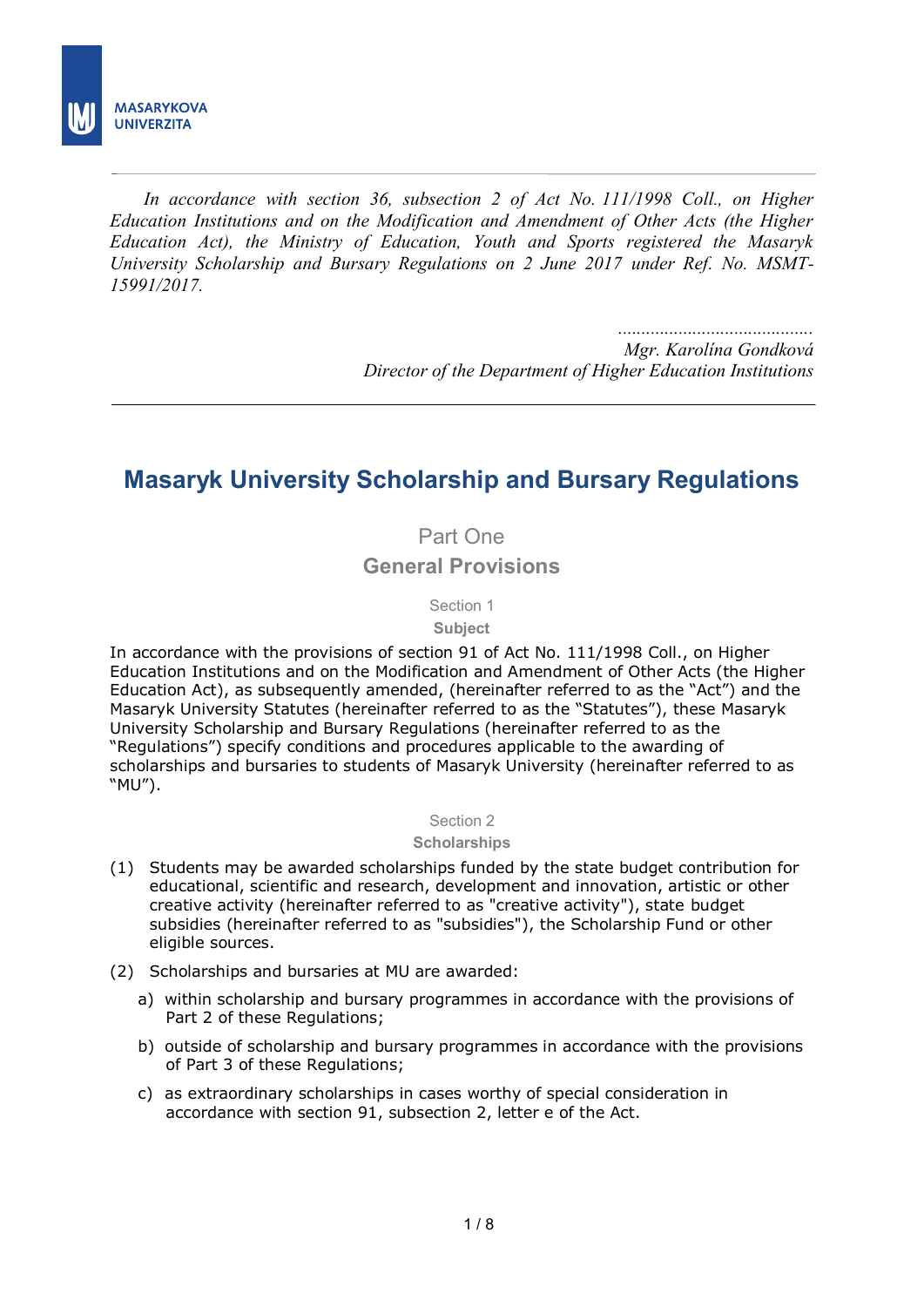MASARYKOVA UNIVERZITA

---

*In accordance with section 36, subsection 2 of Act No. 111/1998 Coll., on Higher Education Institutions and on the Modification and Amendment of Other Acts (the Higher Education Act), the Ministry of Education, Youth and Sports registered the Masaryk University Scholarship and Bursary Regulations on 2 June 2017 under Ref. No. MSMT-15991/2017.*

.........................................
*Mgr. Karolína Gondková*
*Director of the Department of Higher Education Institutions*

---

# Masaryk University Scholarship and Bursary Regulations

## Part One
## General Provisions

### Section 1
### Subject

In accordance with the provisions of section 91 of Act No. 111/1998 Coll., on Higher Education Institutions and on the Modification and Amendment of Other Acts (the Higher Education Act), as subsequently amended, (hereinafter referred to as the "Act") and the Masaryk University Statutes (hereinafter referred to as the "Statutes"), these Masaryk University Scholarship and Bursary Regulations (hereinafter referred to as the "Regulations") specify conditions and procedures applicable to the awarding of scholarships and bursaries to students of Masaryk University (hereinafter referred to as "MU").

### Section 2
### Scholarships

(1) Students may be awarded scholarships funded by the state budget contribution for educational, scientific and research, development and innovation, artistic or other creative activity (hereinafter referred to as "creative activity"), state budget subsidies (hereinafter referred to as "subsidies"), the Scholarship Fund or other eligible sources.

(2) Scholarships and bursaries at MU are awarded:

a) within scholarship and bursary programmes in accordance with the provisions of Part 2 of these Regulations;

b) outside of scholarship and bursary programmes in accordance with the provisions of Part 3 of these Regulations;

c) as extraordinary scholarships in cases worthy of special consideration in accordance with section 91, subsection 2, letter e of the Act.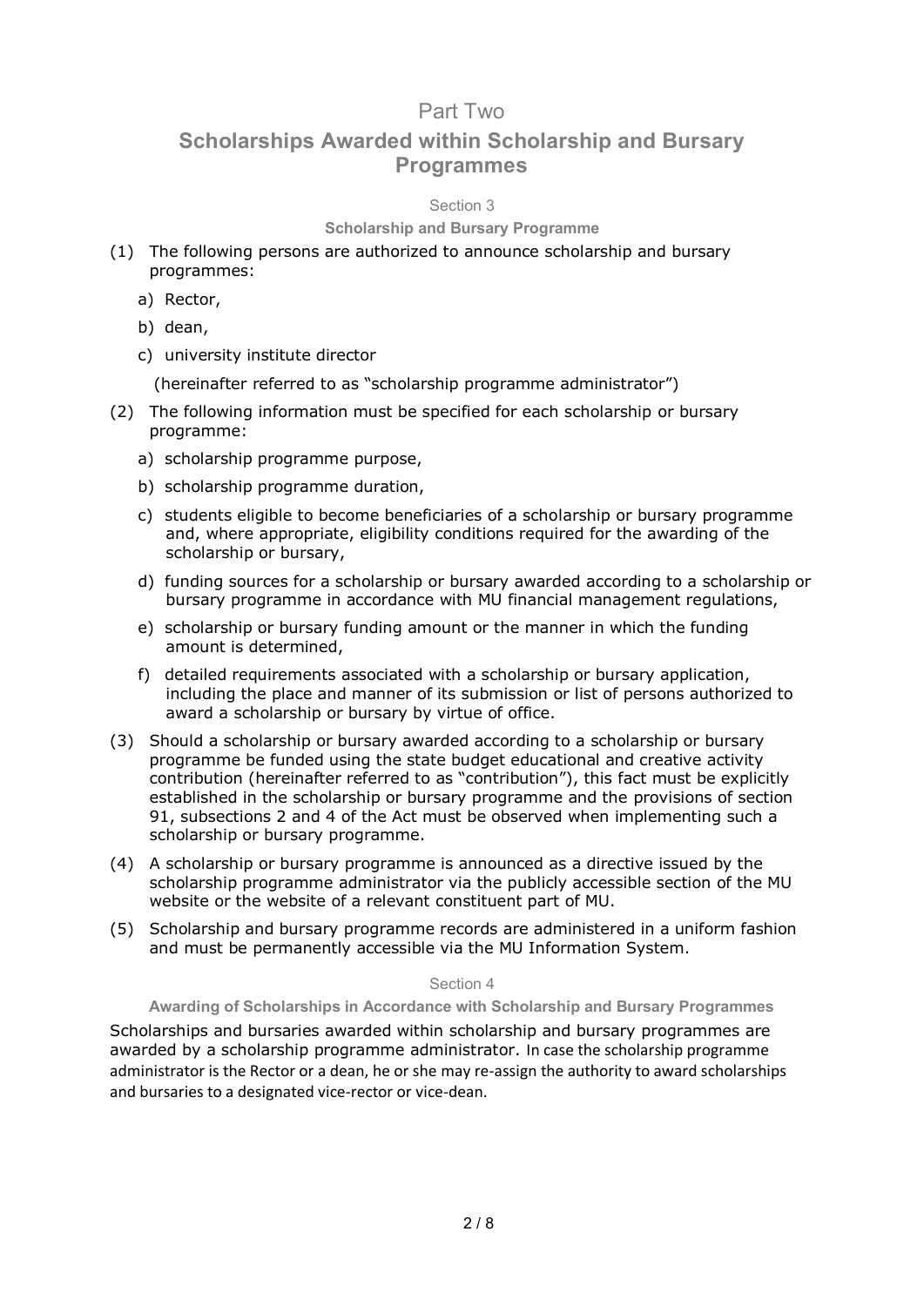# Part Two

## Scholarships Awarded within Scholarship and Bursary Programmes

### Section 3

#### Scholarship and Bursary Programme

(1) The following persons are authorized to announce scholarship and bursary programmes:

   a) Rector,

   b) dean,

   c) university institute director

   (hereinafter referred to as "scholarship programme administrator")

(2) The following information must be specified for each scholarship or bursary programme:

   a) scholarship programme purpose,

   b) scholarship programme duration,

   c) students eligible to become beneficiaries of a scholarship or bursary programme and, where appropriate, eligibility conditions required for the awarding of the scholarship or bursary,

   d) funding sources for a scholarship or bursary awarded according to a scholarship or bursary programme in accordance with MU financial management regulations,

   e) scholarship or bursary funding amount or the manner in which the funding amount is determined,

   f) detailed requirements associated with a scholarship or bursary application, including the place and manner of its submission or list of persons authorized to award a scholarship or bursary by virtue of office.

(3) Should a scholarship or bursary awarded according to a scholarship or bursary programme be funded using the state budget educational and creative activity contribution (hereinafter referred to as "contribution"), this fact must be explicitly established in the scholarship or bursary programme and the provisions of section 91, subsections 2 and 4 of the Act must be observed when implementing such a scholarship or bursary programme.

(4) A scholarship or bursary programme is announced as a directive issued by the scholarship programme administrator via the publicly accessible section of the MU website or the website of a relevant constituent part of MU.

(5) Scholarship and bursary programme records are administered in a uniform fashion and must be permanently accessible via the MU Information System.

### Section 4

#### Awarding of Scholarships in Accordance with Scholarship and Bursary Programmes

Scholarships and bursaries awarded within scholarship and bursary programmes are awarded by a scholarship programme administrator. In case the scholarship programme administrator is the Rector or a dean, he or she may re-assign the authority to award scholarships and bursaries to a designated vice-rector or vice-dean.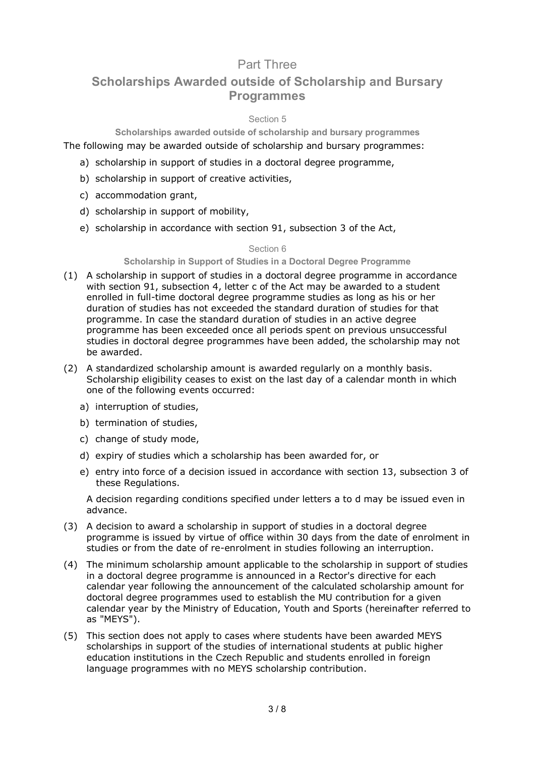# Part Three

## Scholarships Awarded outside of Scholarship and Bursary Programmes

### Section 5

#### Scholarships awarded outside of scholarship and bursary programmes

The following may be awarded outside of scholarship and bursary programmes:

a) scholarship in support of studies in a doctoral degree programme,

b) scholarship in support of creative activities,

c) accommodation grant,

d) scholarship in support of mobility,

e) scholarship in accordance with section 91, subsection 3 of the Act,

### Section 6

#### Scholarship in Support of Studies in a Doctoral Degree Programme

(1) A scholarship in support of studies in a doctoral degree programme in accordance with section 91, subsection 4, letter c of the Act may be awarded to a student enrolled in full-time doctoral degree programme studies as long as his or her duration of studies has not exceeded the standard duration of studies for that programme. In case the standard duration of studies in an active degree programme has been exceeded once all periods spent on previous unsuccessful studies in doctoral degree programmes have been added, the scholarship may not be awarded.

(2) A standardized scholarship amount is awarded regularly on a monthly basis. Scholarship eligibility ceases to exist on the last day of a calendar month in which one of the following events occurred:

   a) interruption of studies,

   b) termination of studies,

   c) change of study mode,

   d) expiry of studies which a scholarship has been awarded for, or

   e) entry into force of a decision issued in accordance with section 13, subsection 3 of these Regulations.

   A decision regarding conditions specified under letters a to d may be issued even in advance.

(3) A decision to award a scholarship in support of studies in a doctoral degree programme is issued by virtue of office within 30 days from the date of enrolment in studies or from the date of re-enrolment in studies following an interruption.

(4) The minimum scholarship amount applicable to the scholarship in support of studies in a doctoral degree programme is announced in a Rector's directive for each calendar year following the announcement of the calculated scholarship amount for doctoral degree programmes used to establish the MU contribution for a given calendar year by the Ministry of Education, Youth and Sports (hereinafter referred to as "MEYS").

(5) This section does not apply to cases where students have been awarded MEYS scholarships in support of the studies of international students at public higher education institutions in the Czech Republic and students enrolled in foreign language programmes with no MEYS scholarship contribution.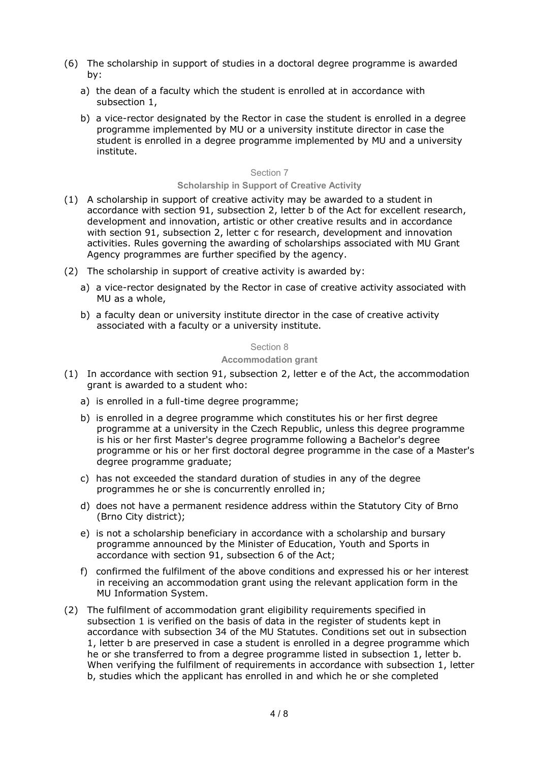(6) The scholarship in support of studies in a doctoral degree programme is awarded by:

  a) the dean of a faculty which the student is enrolled at in accordance with subsection 1,

  b) a vice-rector designated by the Rector in case the student is enrolled in a degree programme implemented by MU or a university institute director in case the student is enrolled in a degree programme implemented by MU and a university institute.

### Section 7

**Scholarship in Support of Creative Activity**

(1) A scholarship in support of creative activity may be awarded to a student in accordance with section 91, subsection 2, letter b of the Act for excellent research, development and innovation, artistic or other creative results and in accordance with section 91, subsection 2, letter c for research, development and innovation activities. Rules governing the awarding of scholarships associated with MU Grant Agency programmes are further specified by the agency.

(2) The scholarship in support of creative activity is awarded by:

  a) a vice-rector designated by the Rector in case of creative activity associated with MU as a whole,

  b) a faculty dean or university institute director in the case of creative activity associated with a faculty or a university institute.

### Section 8

**Accommodation grant**

(1) In accordance with section 91, subsection 2, letter e of the Act, the accommodation grant is awarded to a student who:

  a) is enrolled in a full-time degree programme;

  b) is enrolled in a degree programme which constitutes his or her first degree programme at a university in the Czech Republic, unless this degree programme is his or her first Master's degree programme following a Bachelor's degree programme or his or her first doctoral degree programme in the case of a Master's degree programme graduate;

  c) has not exceeded the standard duration of studies in any of the degree programmes he or she is concurrently enrolled in;

  d) does not have a permanent residence address within the Statutory City of Brno (Brno City district);

  e) is not a scholarship beneficiary in accordance with a scholarship and bursary programme announced by the Minister of Education, Youth and Sports in accordance with section 91, subsection 6 of the Act;

  f) confirmed the fulfilment of the above conditions and expressed his or her interest in receiving an accommodation grant using the relevant application form in the MU Information System.

(2) The fulfilment of accommodation grant eligibility requirements specified in subsection 1 is verified on the basis of data in the register of students kept in accordance with subsection 34 of the MU Statutes. Conditions set out in subsection 1, letter b are preserved in case a student is enrolled in a degree programme which he or she transferred to from a degree programme listed in subsection 1, letter b. When verifying the fulfilment of requirements in accordance with subsection 1, letter b, studies which the applicant has enrolled in and which he or she completed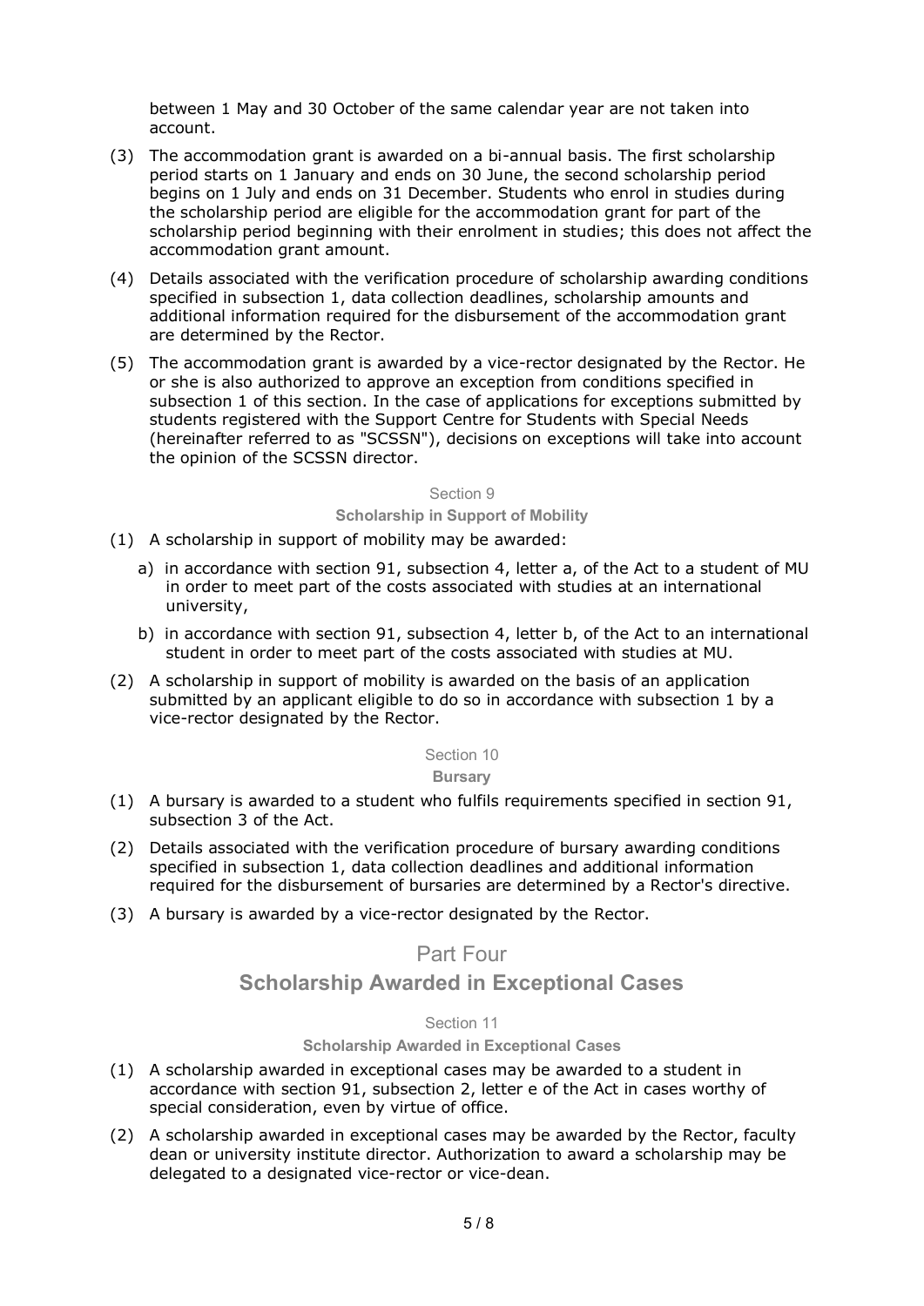between 1 May and 30 October of the same calendar year are not taken into account.

(3) The accommodation grant is awarded on a bi-annual basis. The first scholarship period starts on 1 January and ends on 30 June, the second scholarship period begins on 1 July and ends on 31 December. Students who enrol in studies during the scholarship period are eligible for the accommodation grant for part of the scholarship period beginning with their enrolment in studies; this does not affect the accommodation grant amount.

(4) Details associated with the verification procedure of scholarship awarding conditions specified in subsection 1, data collection deadlines, scholarship amounts and additional information required for the disbursement of the accommodation grant are determined by the Rector.

(5) The accommodation grant is awarded by a vice-rector designated by the Rector. He or she is also authorized to approve an exception from conditions specified in subsection 1 of this section. In the case of applications for exceptions submitted by students registered with the Support Centre for Students with Special Needs (hereinafter referred to as "SCSSN"), decisions on exceptions will take into account the opinion of the SCSSN director.

#### Section 9

#### Scholarship in Support of Mobility

(1) A scholarship in support of mobility may be awarded:

a) in accordance with section 91, subsection 4, letter a, of the Act to a student of MU in order to meet part of the costs associated with studies at an international university,

b) in accordance with section 91, subsection 4, letter b, of the Act to an international student in order to meet part of the costs associated with studies at MU.

(2) A scholarship in support of mobility is awarded on the basis of an application submitted by an applicant eligible to do so in accordance with subsection 1 by a vice-rector designated by the Rector.

#### Section 10

#### Bursary

(1) A bursary is awarded to a student who fulfils requirements specified in section 91, subsection 3 of the Act.

(2) Details associated with the verification procedure of bursary awarding conditions specified in subsection 1, data collection deadlines and additional information required for the disbursement of bursaries are determined by a Rector's directive.

(3) A bursary is awarded by a vice-rector designated by the Rector.

## Part Four

## Scholarship Awarded in Exceptional Cases

#### Section 11

#### Scholarship Awarded in Exceptional Cases

(1) A scholarship awarded in exceptional cases may be awarded to a student in accordance with section 91, subsection 2, letter e of the Act in cases worthy of special consideration, even by virtue of office.

(2) A scholarship awarded in exceptional cases may be awarded by the Rector, faculty dean or university institute director. Authorization to award a scholarship may be delegated to a designated vice-rector or vice-dean.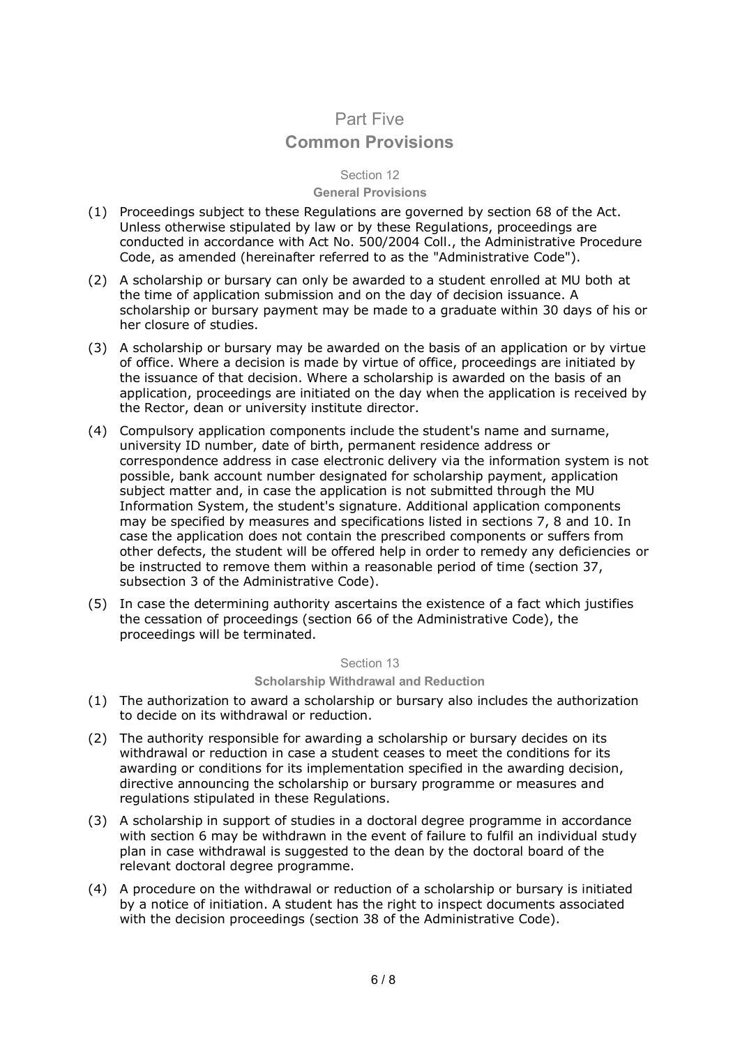# Part Five
# Common Provisions

### Section 12
### General Provisions

(1) Proceedings subject to these Regulations are governed by section 68 of the Act. Unless otherwise stipulated by law or by these Regulations, proceedings are conducted in accordance with Act No. 500/2004 Coll., the Administrative Procedure Code, as amended (hereinafter referred to as the "Administrative Code").

(2) A scholarship or bursary can only be awarded to a student enrolled at MU both at the time of application submission and on the day of decision issuance. A scholarship or bursary payment may be made to a graduate within 30 days of his or her closure of studies.

(3) A scholarship or bursary may be awarded on the basis of an application or by virtue of office. Where a decision is made by virtue of office, proceedings are initiated by the issuance of that decision. Where a scholarship is awarded on the basis of an application, proceedings are initiated on the day when the application is received by the Rector, dean or university institute director.

(4) Compulsory application components include the student's name and surname, university ID number, date of birth, permanent residence address or correspondence address in case electronic delivery via the information system is not possible, bank account number designated for scholarship payment, application subject matter and, in case the application is not submitted through the MU Information System, the student's signature. Additional application components may be specified by measures and specifications listed in sections 7, 8 and 10. In case the application does not contain the prescribed components or suffers from other defects, the student will be offered help in order to remedy any deficiencies or be instructed to remove them within a reasonable period of time (section 37, subsection 3 of the Administrative Code).

(5) In case the determining authority ascertains the existence of a fact which justifies the cessation of proceedings (section 66 of the Administrative Code), the proceedings will be terminated.

### Section 13
### Scholarship Withdrawal and Reduction

(1) The authorization to award a scholarship or bursary also includes the authorization to decide on its withdrawal or reduction.

(2) The authority responsible for awarding a scholarship or bursary decides on its withdrawal or reduction in case a student ceases to meet the conditions for its awarding or conditions for its implementation specified in the awarding decision, directive announcing the scholarship or bursary programme or measures and regulations stipulated in these Regulations.

(3) A scholarship in support of studies in a doctoral degree programme in accordance with section 6 may be withdrawn in the event of failure to fulfil an individual study plan in case withdrawal is suggested to the dean by the doctoral board of the relevant doctoral degree programme.

(4) A procedure on the withdrawal or reduction of a scholarship or bursary is initiated by a notice of initiation. A student has the right to inspect documents associated with the decision proceedings (section 38 of the Administrative Code).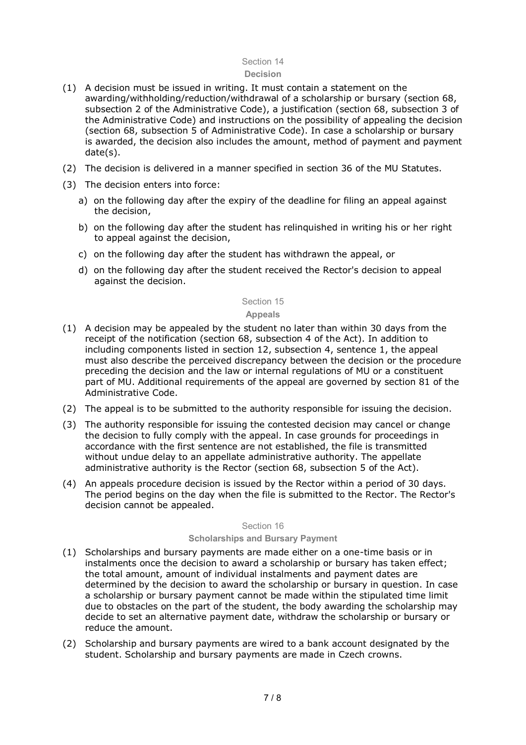## Section 14

### Decision

(1) A decision must be issued in writing. It must contain a statement on the awarding/withholding/reduction/withdrawal of a scholarship or bursary (section 68, subsection 2 of the Administrative Code), a justification (section 68, subsection 3 of the Administrative Code) and instructions on the possibility of appealing the decision (section 68, subsection 5 of Administrative Code). In case a scholarship or bursary is awarded, the decision also includes the amount, method of payment and payment date(s).

(2) The decision is delivered in a manner specified in section 36 of the MU Statutes.

(3) The decision enters into force:

a) on the following day after the expiry of the deadline for filing an appeal against the decision,

b) on the following day after the student has relinquished in writing his or her right to appeal against the decision,

c) on the following day after the student has withdrawn the appeal, or

d) on the following day after the student received the Rector's decision to appeal against the decision.

## Section 15

### Appeals

(1) A decision may be appealed by the student no later than within 30 days from the receipt of the notification (section 68, subsection 4 of the Act). In addition to including components listed in section 12, subsection 4, sentence 1, the appeal must also describe the perceived discrepancy between the decision or the procedure preceding the decision and the law or internal regulations of MU or a constituent part of MU. Additional requirements of the appeal are governed by section 81 of the Administrative Code.

(2) The appeal is to be submitted to the authority responsible for issuing the decision.

(3) The authority responsible for issuing the contested decision may cancel or change the decision to fully comply with the appeal. In case grounds for proceedings in accordance with the first sentence are not established, the file is transmitted without undue delay to an appellate administrative authority. The appellate administrative authority is the Rector (section 68, subsection 5 of the Act).

(4) An appeals procedure decision is issued by the Rector within a period of 30 days. The period begins on the day when the file is submitted to the Rector. The Rector's decision cannot be appealed.

## Section 16

### Scholarships and Bursary Payment

(1) Scholarships and bursary payments are made either on a one-time basis or in instalments once the decision to award a scholarship or bursary has taken effect; the total amount, amount of individual instalments and payment dates are determined by the decision to award the scholarship or bursary in question. In case a scholarship or bursary payment cannot be made within the stipulated time limit due to obstacles on the part of the student, the body awarding the scholarship may decide to set an alternative payment date, withdraw the scholarship or bursary or reduce the amount.

(2) Scholarship and bursary payments are wired to a bank account designated by the student. Scholarship and bursary payments are made in Czech crowns.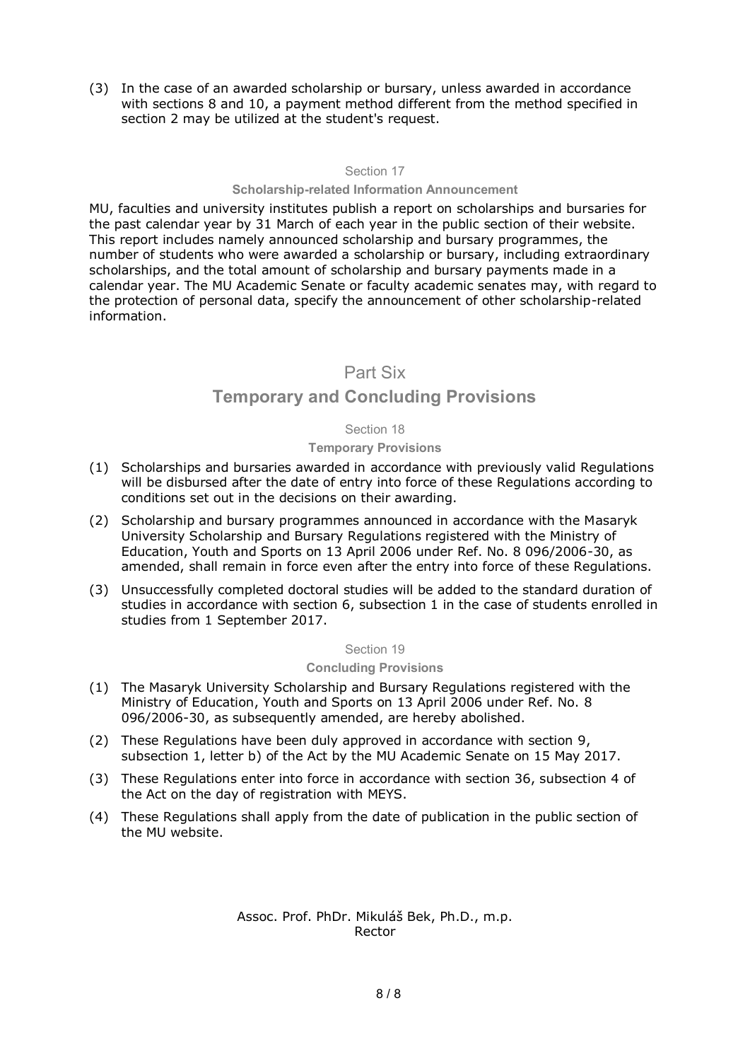(3) In the case of an awarded scholarship or bursary, unless awarded in accordance with sections 8 and 10, a payment method different from the method specified in section 2 may be utilized at the student's request.

### Section 17

#### Scholarship-related Information Announcement

MU, faculties and university institutes publish a report on scholarships and bursaries for the past calendar year by 31 March of each year in the public section of their website. This report includes namely announced scholarship and bursary programmes, the number of students who were awarded a scholarship or bursary, including extraordinary scholarships, and the total amount of scholarship and bursary payments made in a calendar year. The MU Academic Senate or faculty academic senates may, with regard to the protection of personal data, specify the announcement of other scholarship-related information.

# Part Six

## Temporary and Concluding Provisions

### Section 18

#### Temporary Provisions

(1) Scholarships and bursaries awarded in accordance with previously valid Regulations will be disbursed after the date of entry into force of these Regulations according to conditions set out in the decisions on their awarding.

(2) Scholarship and bursary programmes announced in accordance with the Masaryk University Scholarship and Bursary Regulations registered with the Ministry of Education, Youth and Sports on 13 April 2006 under Ref. No. 8 096/2006-30, as amended, shall remain in force even after the entry into force of these Regulations.

(3) Unsuccessfully completed doctoral studies will be added to the standard duration of studies in accordance with section 6, subsection 1 in the case of students enrolled in studies from 1 September 2017.

### Section 19

#### Concluding Provisions

(1) The Masaryk University Scholarship and Bursary Regulations registered with the Ministry of Education, Youth and Sports on 13 April 2006 under Ref. No. 8 096/2006-30, as subsequently amended, are hereby abolished.

(2) These Regulations have been duly approved in accordance with section 9, subsection 1, letter b) of the Act by the MU Academic Senate on 15 May 2017.

(3) These Regulations enter into force in accordance with section 36, subsection 4 of the Act on the day of registration with MEYS.

(4) These Regulations shall apply from the date of publication in the public section of the MU website.

Assoc. Prof. PhDr. Mikuláš Bek, Ph.D., m.p.
Rector